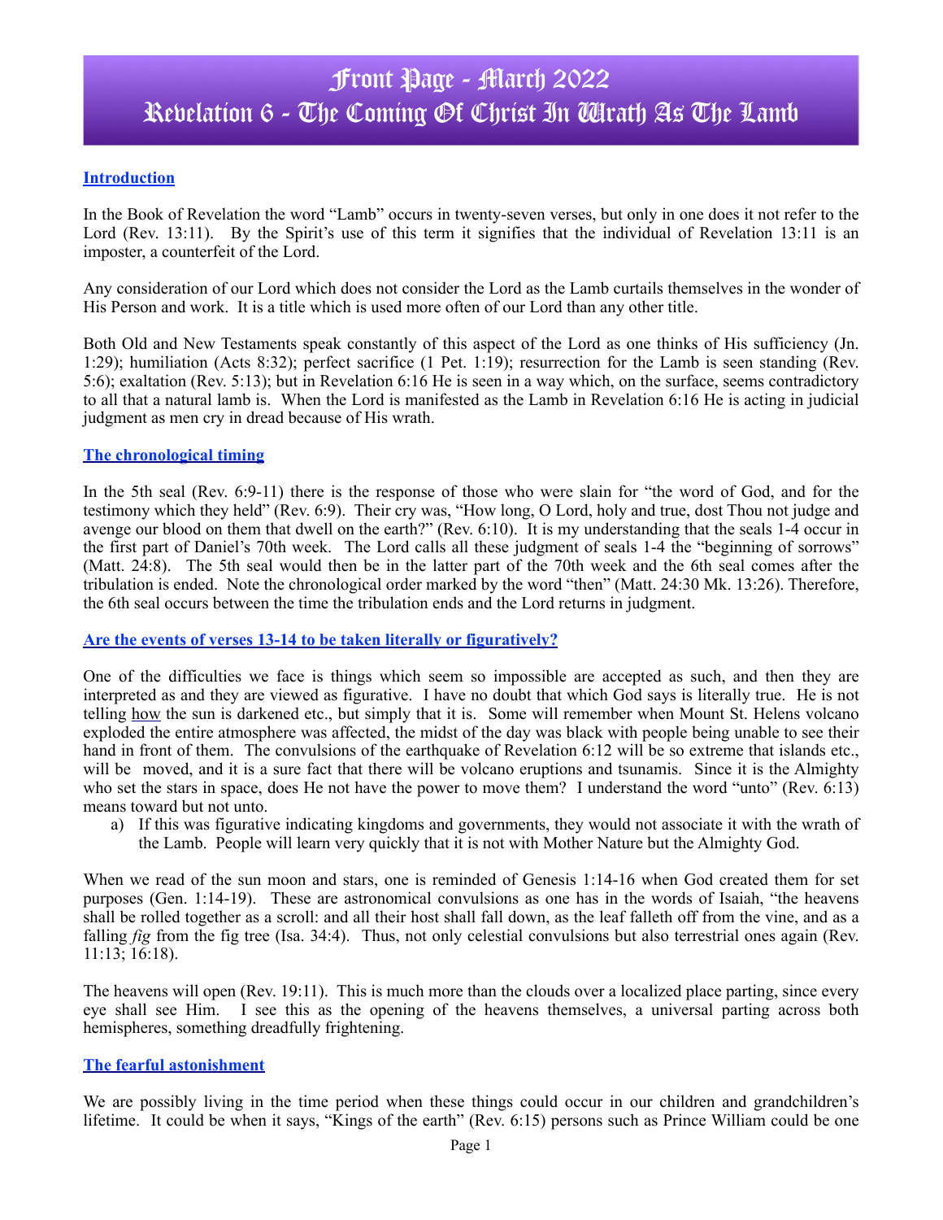# Front Page - March 2022
# Revelation 6 - The Coming Of Christ In Wrath As The Lamb

## Introduction

In the Book of Revelation the word "Lamb" occurs in twenty-seven verses, but only in one does it not refer to the Lord (Rev. 13:11). By the Spirit's use of this term it signifies that the individual of Revelation 13:11 is an imposter, a counterfeit of the Lord.

Any consideration of our Lord which does not consider the Lord as the Lamb curtails themselves in the wonder of His Person and work. It is a title which is used more often of our Lord than any other title.

Both Old and New Testaments speak constantly of this aspect of the Lord as one thinks of His sufficiency (Jn. 1:29); humiliation (Acts 8:32); perfect sacrifice (1 Pet. 1:19); resurrection for the Lamb is seen standing (Rev. 5:6); exaltation (Rev. 5:13); but in Revelation 6:16 He is seen in a way which, on the surface, seems contradictory to all that a natural lamb is. When the Lord is manifested as the Lamb in Revelation 6:16 He is acting in judicial judgment as men cry in dread because of His wrath.

## The chronological timing

In the 5th seal (Rev. 6:9-11) there is the response of those who were slain for "the word of God, and for the testimony which they held" (Rev. 6:9). Their cry was, "How long, O Lord, holy and true, dost Thou not judge and avenge our blood on them that dwell on the earth?" (Rev. 6:10). It is my understanding that the seals 1-4 occur in the first part of Daniel's 70th week. The Lord calls all these judgment of seals 1-4 the "beginning of sorrows" (Matt. 24:8). The 5th seal would then be in the latter part of the 70th week and the 6th seal comes after the tribulation is ended. Note the chronological order marked by the word "then" (Matt. 24:30 Mk. 13:26). Therefore, the 6th seal occurs between the time the tribulation ends and the Lord returns in judgment.

## Are the events of verses 13-14 to be taken literally or figuratively?

One of the difficulties we face is things which seem so impossible are accepted as such, and then they are interpreted as and they are viewed as figurative. I have no doubt that which God says is literally true. He is not telling how the sun is darkened etc., but simply that it is. Some will remember when Mount St. Helens volcano exploded the entire atmosphere was affected, the midst of the day was black with people being unable to see their hand in front of them. The convulsions of the earthquake of Revelation 6:12 will be so extreme that islands etc., will be moved, and it is a sure fact that there will be volcano eruptions and tsunamis. Since it is the Almighty who set the stars in space, does He not have the power to move them? I understand the word "unto" (Rev. 6:13) means toward but not unto.

a) If this was figurative indicating kingdoms and governments, they would not associate it with the wrath of the Lamb. People will learn very quickly that it is not with Mother Nature but the Almighty God.

When we read of the sun moon and stars, one is reminded of Genesis 1:14-16 when God created them for set purposes (Gen. 1:14-19). These are astronomical convulsions as one has in the words of Isaiah, "the heavens shall be rolled together as a scroll: and all their host shall fall down, as the leaf falleth off from the vine, and as a falling *fig* from the fig tree (Isa. 34:4). Thus, not only celestial convulsions but also terrestrial ones again (Rev. 11:13; 16:18).

The heavens will open (Rev. 19:11). This is much more than the clouds over a localized place parting, since every eye shall see Him. I see this as the opening of the heavens themselves, a universal parting across both hemispheres, something dreadfully frightening.

## The fearful astonishment

We are possibly living in the time period when these things could occur in our children and grandchildren's lifetime. It could be when it says, "Kings of the earth" (Rev. 6:15) persons such as Prince William could be one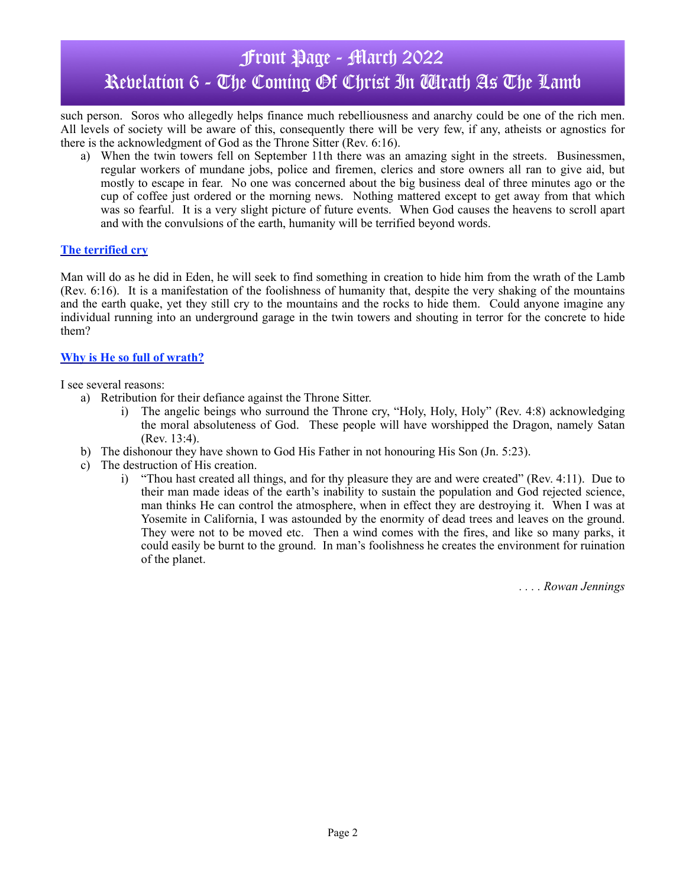such person. Soros who allegedly helps finance much rebelliousness and anarchy could be one of the rich men. All levels of society will be aware of this, consequently there will be very few, if any, atheists or agnostics for there is the acknowledgment of God as the Throne Sitter (Rev. 6:16).

a) When the twin towers fell on September 11th there was an amazing sight in the streets. Businessmen, regular workers of mundane jobs, police and firemen, clerics and store owners all ran to give aid, but mostly to escape in fear. No one was concerned about the big business deal of three minutes ago or the cup of coffee just ordered or the morning news. Nothing mattered except to get away from that which was so fearful. It is a very slight picture of future events. When God causes the heavens to scroll apart and with the convulsions of the earth, humanity will be terrified beyond words.

### The terrified cry

Man will do as he did in Eden, he will seek to find something in creation to hide him from the wrath of the Lamb (Rev. 6:16). It is a manifestation of the foolishness of humanity that, despite the very shaking of the mountains and the earth quake, yet they still cry to the mountains and the rocks to hide them. Could anyone imagine any individual running into an underground garage in the twin towers and shouting in terror for the concrete to hide them?

### Why is He so full of wrath?

I see several reasons:

a) Retribution for their defiance against the Throne Sitter.
   i) The angelic beings who surround the Throne cry, "Holy, Holy, Holy" (Rev. 4:8) acknowledging the moral absoluteness of God. These people will have worshipped the Dragon, namely Satan (Rev. 13:4).

b) The dishonour they have shown to God His Father in not honouring His Son (Jn. 5:23).

c) The destruction of His creation.
   i) "Thou hast created all things, and for thy pleasure they are and were created" (Rev. 4:11). Due to their man made ideas of the earth's inability to sustain the population and God rejected science, man thinks He can control the atmosphere, when in effect they are destroying it. When I was at Yosemite in California, I was astounded by the enormity of dead trees and leaves on the ground. They were not to be moved etc. Then a wind comes with the fires, and like so many parks, it could easily be burnt to the ground. In man's foolishness he creates the environment for ruination of the planet.

*. . . . Rowan Jennings*